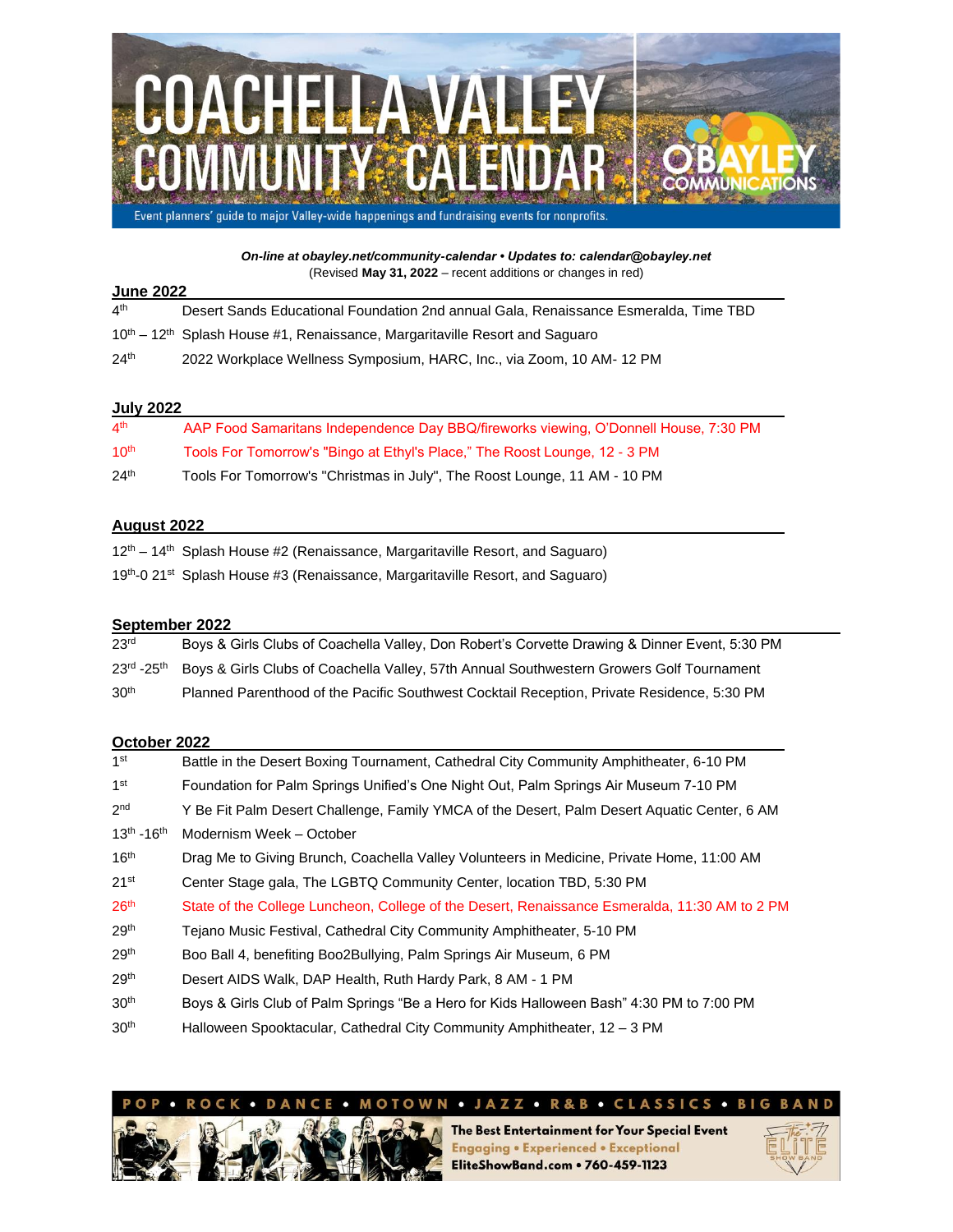# COACHELLA VALLEY COMMUNITY CALENDAR

O'BAYLEY COMMUNICATIONS

Event planners' guide to major Valley-wide happenings and fundraising events for nonprofits.

***On-line at obayley.net/community-calendar • Updates to: calendar@obayley.net***
(Revised **May 31, 2022** – recent additions or changes in red)

## June 2022

| | |
|---|---|
| 4th | Desert Sands Educational Foundation 2nd annual Gala, Renaissance Esmeralda, Time TBD |
| 10th – 12th | Splash House #1, Renaissance, Margaritaville Resort and Saguaro |
| 24th | 2022 Workplace Wellness Symposium, HARC, Inc., via Zoom, 10 AM- 12 PM |

## July 2022

| | |
|---|---|
| 4th | AAP Food Samaritans Independence Day BBQ/fireworks viewing, O'Donnell House, 7:30 PM |
| 10th | Tools For Tomorrow's "Bingo at Ethyl's Place," The Roost Lounge, 12 - 3 PM |
| 24th | Tools For Tomorrow's "Christmas in July", The Roost Lounge, 11 AM - 10 PM |

## August 2022

| | |
|---|---|
| 12th – 14th | Splash House #2 (Renaissance, Margaritaville Resort, and Saguaro) |
| 19th-0 21st | Splash House #3 (Renaissance, Margaritaville Resort, and Saguaro) |

## September 2022

| | |
|---|---|
| 23rd | Boys & Girls Clubs of Coachella Valley, Don Robert's Corvette Drawing & Dinner Event, 5:30 PM |
| 23rd -25th | Boys & Girls Clubs of Coachella Valley, 57th Annual Southwestern Growers Golf Tournament |
| 30th | Planned Parenthood of the Pacific Southwest Cocktail Reception, Private Residence, 5:30 PM |

## October 2022

| | |
|---|---|
| 1st | Battle in the Desert Boxing Tournament, Cathedral City Community Amphitheater, 6-10 PM |
| 1st | Foundation for Palm Springs Unified's One Night Out, Palm Springs Air Museum 7-10 PM |
| 2nd | Y Be Fit Palm Desert Challenge, Family YMCA of the Desert, Palm Desert Aquatic Center, 6 AM |
| 13th -16th | Modernism Week – October |
| 16th | Drag Me to Giving Brunch, Coachella Valley Volunteers in Medicine, Private Home, 11:00 AM |
| 21st | Center Stage gala, The LGBTQ Community Center, location TBD, 5:30 PM |
| 26th | State of the College Luncheon, College of the Desert, Renaissance Esmeralda, 11:30 AM to 2 PM |
| 29th | Tejano Music Festival, Cathedral City Community Amphitheater, 5-10 PM |
| 29th | Boo Ball 4, benefiting Boo2Bullying, Palm Springs Air Museum, 6 PM |
| 29th | Desert AIDS Walk, DAP Health, Ruth Hardy Park, 8 AM - 1 PM |
| 30th | Boys & Girls Club of Palm Springs "Be a Hero for Kids Halloween Bash" 4:30 PM to 7:00 PM |
| 30th | Halloween Spooktacular, Cathedral City Community Amphitheater, 12 – 3 PM |

POP • ROCK • DANCE • MOTOWN • JAZZ • R&B • CLASSICS • BIG BAND

**The Best Entertainment for Your Special Event**
Engaging • Experienced • Exceptional
**EliteShowBand.com • 760-459-1123**

The Elite Show Band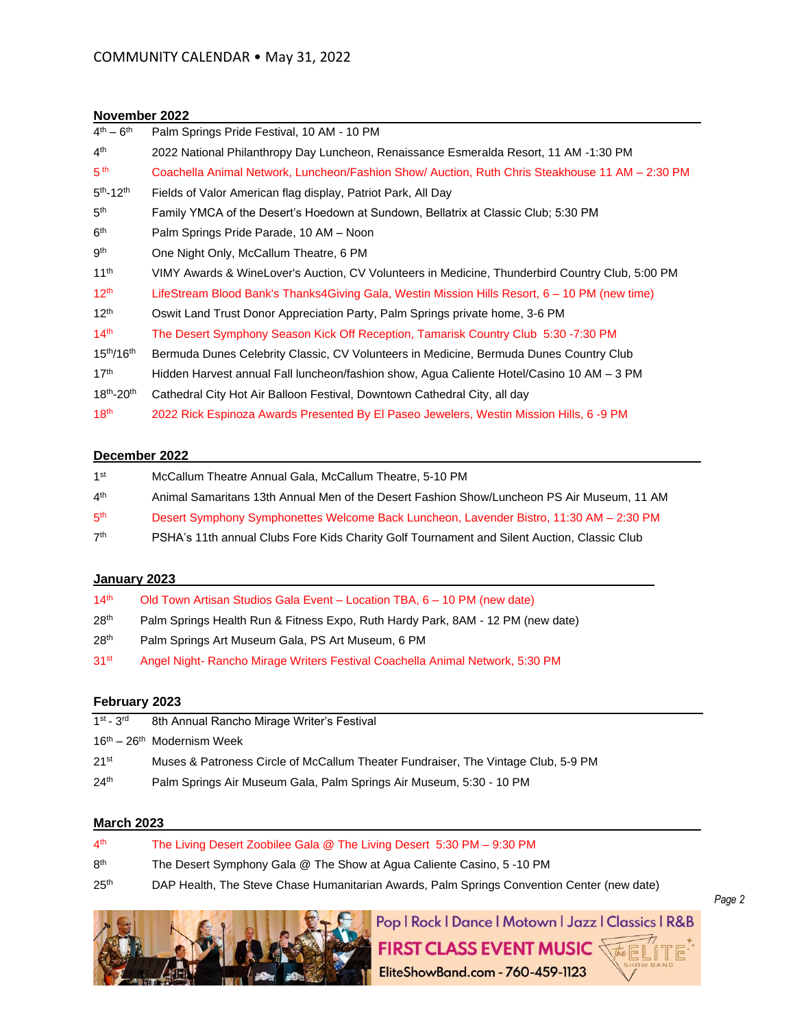COMMUNITY CALENDAR • May 31, 2022

## November 2022

| | |
|---|---|
| 4th – 6th | Palm Springs Pride Festival, 10 AM - 10 PM |
| 4th | 2022 National Philanthropy Day Luncheon, Renaissance Esmeralda Resort, 11 AM -1:30 PM |
| 5th | Coachella Animal Network, Luncheon/Fashion Show/ Auction, Ruth Chris Steakhouse 11 AM – 2:30 PM |
| 5th-12th | Fields of Valor American flag display, Patriot Park, All Day |
| 5th | Family YMCA of the Desert's Hoedown at Sundown, Bellatrix at Classic Club; 5:30 PM |
| 6th | Palm Springs Pride Parade, 10 AM – Noon |
| 9th | One Night Only, McCallum Theatre, 6 PM |
| 11th | VIMY Awards & WineLover's Auction, CV Volunteers in Medicine, Thunderbird Country Club, 5:00 PM |
| 12th | LifeStream Blood Bank's Thanks4Giving Gala, Westin Mission Hills Resort, 6 – 10 PM (new time) |
| 12th | Oswit Land Trust Donor Appreciation Party, Palm Springs private home, 3-6 PM |
| 14th | The Desert Symphony Season Kick Off Reception, Tamarisk Country Club 5:30 -7:30 PM |
| 15th/16th | Bermuda Dunes Celebrity Classic, CV Volunteers in Medicine, Bermuda Dunes Country Club |
| 17th | Hidden Harvest annual Fall luncheon/fashion show, Agua Caliente Hotel/Casino 10 AM – 3 PM |
| 18th-20th | Cathedral City Hot Air Balloon Festival, Downtown Cathedral City, all day |
| 18th | 2022 Rick Espinoza Awards Presented By El Paseo Jewelers, Westin Mission Hills, 6 -9 PM |

## December 2022

| | |
|---|---|
| 1st | McCallum Theatre Annual Gala, McCallum Theatre, 5-10 PM |
| 4th | Animal Samaritans 13th Annual Men of the Desert Fashion Show/Luncheon PS Air Museum, 11 AM |
| 5th | Desert Symphony Symphonettes Welcome Back Luncheon, Lavender Bistro, 11:30 AM – 2:30 PM |
| 7th | PSHA's 11th annual Clubs Fore Kids Charity Golf Tournament and Silent Auction, Classic Club |

## January 2023

| | |
|---|---|
| 14th | Old Town Artisan Studios Gala Event – Location TBA, 6 – 10 PM (new date) |
| 28th | Palm Springs Health Run & Fitness Expo, Ruth Hardy Park, 8AM - 12 PM (new date) |
| 28th | Palm Springs Art Museum Gala, PS Art Museum, 6 PM |
| 31st | Angel Night- Rancho Mirage Writers Festival Coachella Animal Network, 5:30 PM |

## February 2023

| | |
|---|---|
| 1st - 3rd | 8th Annual Rancho Mirage Writer's Festival |
| 16th – 26th | Modernism Week |
| 21st | Muses & Patroness Circle of McCallum Theater Fundraiser, The Vintage Club, 5-9 PM |
| 24th | Palm Springs Air Museum Gala, Palm Springs Air Museum, 5:30 - 10 PM |

## March 2023

| | |
|---|---|
| 4th | The Living Desert Zoobilee Gala @ The Living Desert 5:30 PM – 9:30 PM |
| 8th | The Desert Symphony Gala @ The Show at Agua Caliente Casino, 5 -10 PM |
| 25th | DAP Health, The Steve Chase Humanitarian Awards, Palm Springs Convention Center (new date) |

Pop | Rock | Dance | Motown | Jazz | Classics | R&B

FIRST CLASS EVENT MUSIC

EliteShowBand.com - 760-459-1123

The ELITE SHOW BAND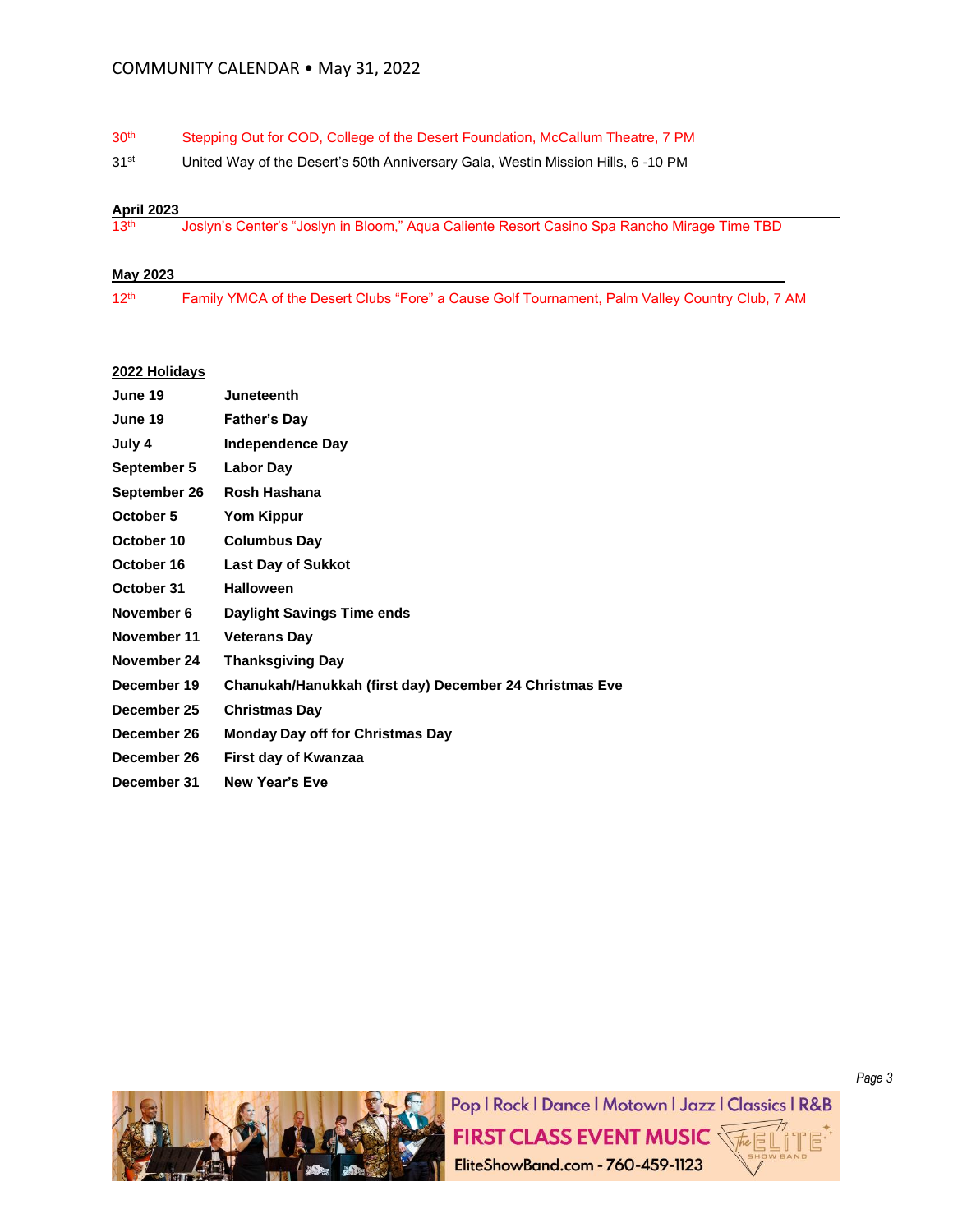30th Stepping Out for COD, College of the Desert Foundation, McCallum Theatre, 7 PM

31st United Way of the Desert's 50th Anniversary Gala, Westin Mission Hills, 6 -10 PM

**April 2023**

13th Joslyn's Center's "Joslyn in Bloom," Aqua Caliente Resort Casino Spa Rancho Mirage Time TBD

**May 2023**

12th Family YMCA of the Desert Clubs "Fore" a Cause Golf Tournament, Palm Valley Country Club, 7 AM

**2022 Holidays**

| | |
|---|---|
| **June 19** | **Juneteenth** |
| **June 19** | **Father's Day** |
| **July 4** | **Independence Day** |
| **September 5** | **Labor Day** |
| **September 26** | **Rosh Hashana** |
| **October 5** | **Yom Kippur** |
| **October 10** | **Columbus Day** |
| **October 16** | **Last Day of Sukkot** |
| **October 31** | **Halloween** |
| **November 6** | **Daylight Savings Time ends** |
| **November 11** | **Veterans Day** |
| **November 24** | **Thanksgiving Day** |
| **December 19** | **Chanukah/Hanukkah (first day) December 24 Christmas Eve** |
| **December 25** | **Christmas Day** |
| **December 26** | **Monday Day off for Christmas Day** |
| **December 26** | **First day of Kwanzaa** |
| **December 31** | **New Year's Eve** |

Pop | Rock | Dance | Motown | Jazz | Classics | R&B

FIRST CLASS EVENT MUSIC

The ELITE SHOW BAND

EliteShowBand.com - 760-459-1123